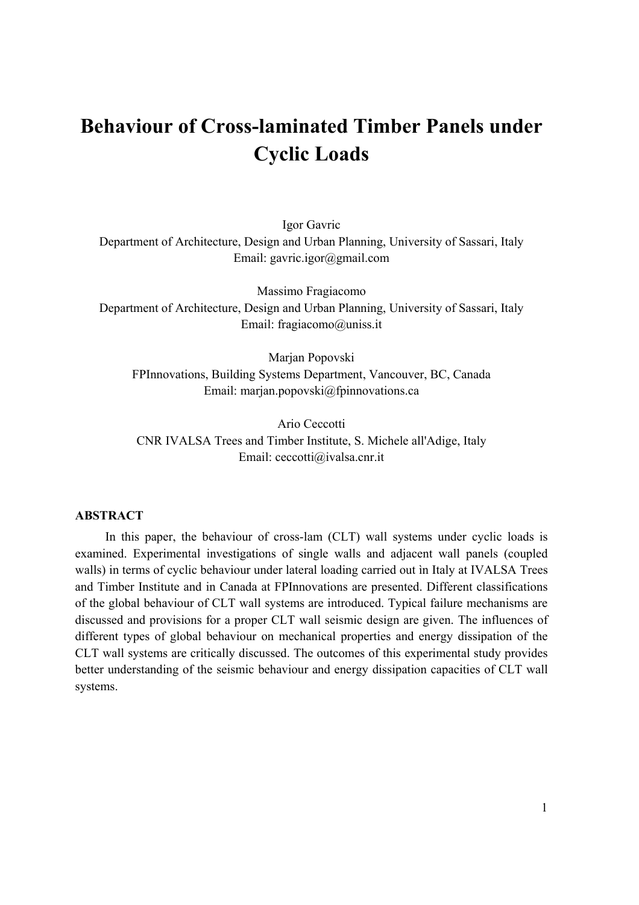# Behaviour of Cross-laminated Timber Panels under Cyclic Loads

Igor Gavric
Department of Architecture, Design and Urban Planning, University of Sassari, Italy
Email: gavric.igor@gmail.com

Massimo Fragiacomo
Department of Architecture, Design and Urban Planning, University of Sassari, Italy
Email: fragiacomo@uniss.it

Marjan Popovski
FPInnovations, Building Systems Department, Vancouver, BC, Canada
Email: marjan.popovski@fpinnovations.ca

Ario Ceccotti
CNR IVALSA Trees and Timber Institute, S. Michele all'Adige, Italy
Email: ceccotti@ivalsa.cnr.it

## ABSTRACT

In this paper, the behaviour of cross-lam (CLT) wall systems under cyclic loads is examined. Experimental investigations of single walls and adjacent wall panels (coupled walls) in terms of cyclic behaviour under lateral loading carried out in Italy at IVALSA Trees and Timber Institute and in Canada at FPInnovations are presented. Different classifications of the global behaviour of CLT wall systems are introduced. Typical failure mechanisms are discussed and provisions for a proper CLT wall seismic design are given. The influences of different types of global behaviour on mechanical properties and energy dissipation of the CLT wall systems are critically discussed. The outcomes of this experimental study provides better understanding of the seismic behaviour and energy dissipation capacities of CLT wall systems.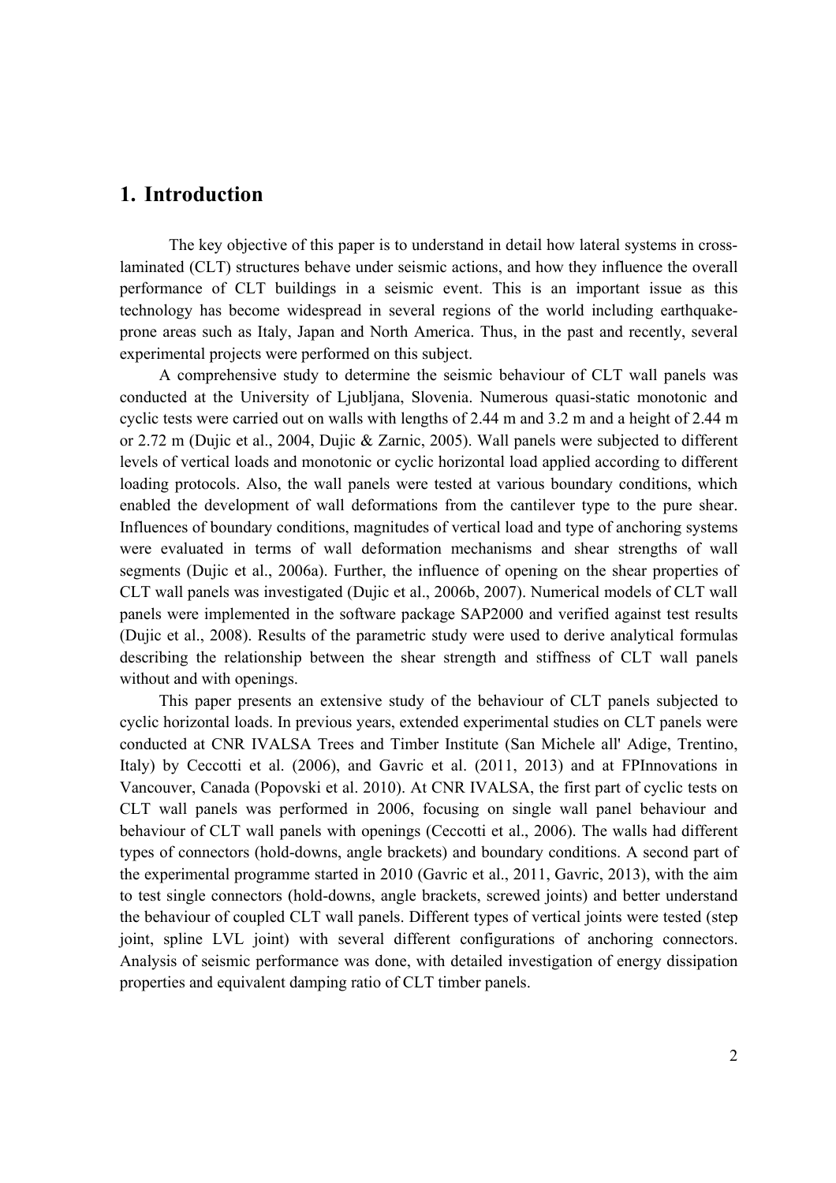# 1. Introduction

The key objective of this paper is to understand in detail how lateral systems in cross-laminated (CLT) structures behave under seismic actions, and how they influence the overall performance of CLT buildings in a seismic event. This is an important issue as this technology has become widespread in several regions of the world including earthquake-prone areas such as Italy, Japan and North America. Thus, in the past and recently, several experimental projects were performed on this subject.

A comprehensive study to determine the seismic behaviour of CLT wall panels was conducted at the University of Ljubljana, Slovenia. Numerous quasi-static monotonic and cyclic tests were carried out on walls with lengths of 2.44 m and 3.2 m and a height of 2.44 m or 2.72 m (Dujic et al., 2004, Dujic & Zarnic, 2005). Wall panels were subjected to different levels of vertical loads and monotonic or cyclic horizontal load applied according to different loading protocols. Also, the wall panels were tested at various boundary conditions, which enabled the development of wall deformations from the cantilever type to the pure shear. Influences of boundary conditions, magnitudes of vertical load and type of anchoring systems were evaluated in terms of wall deformation mechanisms and shear strengths of wall segments (Dujic et al., 2006a). Further, the influence of opening on the shear properties of CLT wall panels was investigated (Dujic et al., 2006b, 2007). Numerical models of CLT wall panels were implemented in the software package SAP2000 and verified against test results (Dujic et al., 2008). Results of the parametric study were used to derive analytical formulas describing the relationship between the shear strength and stiffness of CLT wall panels without and with openings.

This paper presents an extensive study of the behaviour of CLT panels subjected to cyclic horizontal loads. In previous years, extended experimental studies on CLT panels were conducted at CNR IVALSA Trees and Timber Institute (San Michele all' Adige, Trentino, Italy) by Ceccotti et al. (2006), and Gavric et al. (2011, 2013) and at FPInnovations in Vancouver, Canada (Popovski et al. 2010). At CNR IVALSA, the first part of cyclic tests on CLT wall panels was performed in 2006, focusing on single wall panel behaviour and behaviour of CLT wall panels with openings (Ceccotti et al., 2006). The walls had different types of connectors (hold-downs, angle brackets) and boundary conditions. A second part of the experimental programme started in 2010 (Gavric et al., 2011, Gavric, 2013), with the aim to test single connectors (hold-downs, angle brackets, screwed joints) and better understand the behaviour of coupled CLT wall panels. Different types of vertical joints were tested (step joint, spline LVL joint) with several different configurations of anchoring connectors. Analysis of seismic performance was done, with detailed investigation of energy dissipation properties and equivalent damping ratio of CLT timber panels.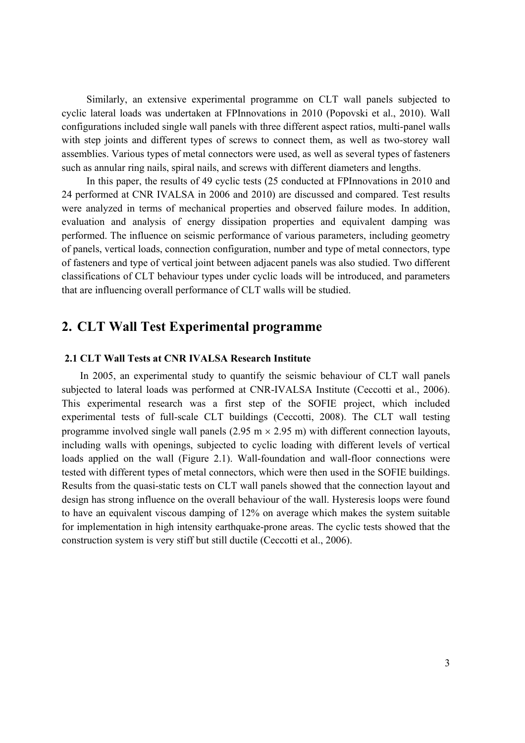Similarly, an extensive experimental programme on CLT wall panels subjected to cyclic lateral loads was undertaken at FPInnovations in 2010 (Popovski et al., 2010). Wall configurations included single wall panels with three different aspect ratios, multi-panel walls with step joints and different types of screws to connect them, as well as two-storey wall assemblies. Various types of metal connectors were used, as well as several types of fasteners such as annular ring nails, spiral nails, and screws with different diameters and lengths.

In this paper, the results of 49 cyclic tests (25 conducted at FPInnovations in 2010 and 24 performed at CNR IVALSA in 2006 and 2010) are discussed and compared. Test results were analyzed in terms of mechanical properties and observed failure modes. In addition, evaluation and analysis of energy dissipation properties and equivalent damping was performed. The influence on seismic performance of various parameters, including geometry of panels, vertical loads, connection configuration, number and type of metal connectors, type of fasteners and type of vertical joint between adjacent panels was also studied. Two different classifications of CLT behaviour types under cyclic loads will be introduced, and parameters that are influencing overall performance of CLT walls will be studied.

## 2. CLT Wall Test Experimental programme

### 2.1 CLT Wall Tests at CNR IVALSA Research Institute

In 2005, an experimental study to quantify the seismic behaviour of CLT wall panels subjected to lateral loads was performed at CNR-IVALSA Institute (Ceccotti et al., 2006). This experimental research was a first step of the SOFIE project, which included experimental tests of full-scale CLT buildings (Ceccotti, 2008). The CLT wall testing programme involved single wall panels (2.95 m $\times$ 2.95 m) with different connection layouts, including walls with openings, subjected to cyclic loading with different levels of vertical loads applied on the wall (Figure 2.1). Wall-foundation and wall-floor connections were tested with different types of metal connectors, which were then used in the SOFIE buildings. Results from the quasi-static tests on CLT wall panels showed that the connection layout and design has strong influence on the overall behaviour of the wall. Hysteresis loops were found to have an equivalent viscous damping of 12% on average which makes the system suitable for implementation in high intensity earthquake-prone areas. The cyclic tests showed that the construction system is very stiff but still ductile (Ceccotti et al., 2006).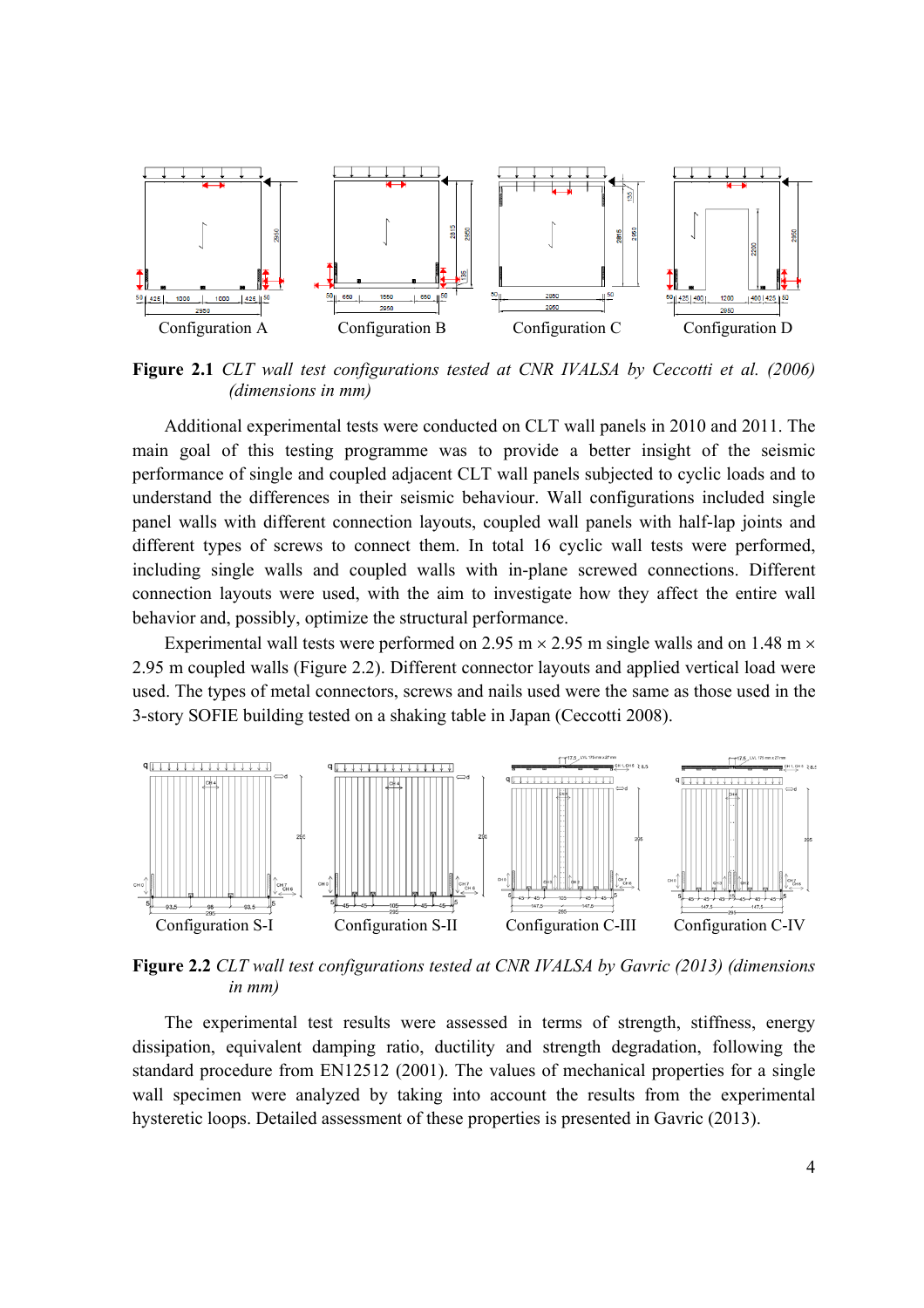Configuration A Configuration B Configuration C Configuration D

**Figure 2.1** *CLT wall test configurations tested at CNR IVALSA by Ceccotti et al. (2006) (dimensions in mm)*

Additional experimental tests were conducted on CLT wall panels in 2010 and 2011. The main goal of this testing programme was to provide a better insight of the seismic performance of single and coupled adjacent CLT wall panels subjected to cyclic loads and to understand the differences in their seismic behaviour. Wall configurations included single panel walls with different connection layouts, coupled wall panels with half-lap joints and different types of screws to connect them. In total 16 cyclic wall tests were performed, including single walls and coupled walls with in-plane screwed connections. Different connection layouts were used, with the aim to investigate how they affect the entire wall behavior and, possibly, optimize the structural performance.

Experimental wall tests were performed on 2.95 m × 2.95 m single walls and on 1.48 m × 2.95 m coupled walls (Figure 2.2). Different connector layouts and applied vertical load were used. The types of metal connectors, screws and nails used were the same as those used in the 3-story SOFIE building tested on a shaking table in Japan (Ceccotti 2008).

Configuration S-I Configuration S-II Configuration C-III Configuration C-IV

**Figure 2.2** *CLT wall test configurations tested at CNR IVALSA by Gavric (2013) (dimensions in mm)*

The experimental test results were assessed in terms of strength, stiffness, energy dissipation, equivalent damping ratio, ductility and strength degradation, following the standard procedure from EN12512 (2001). The values of mechanical properties for a single wall specimen were analyzed by taking into account the results from the experimental hysteretic loops. Detailed assessment of these properties is presented in Gavric (2013).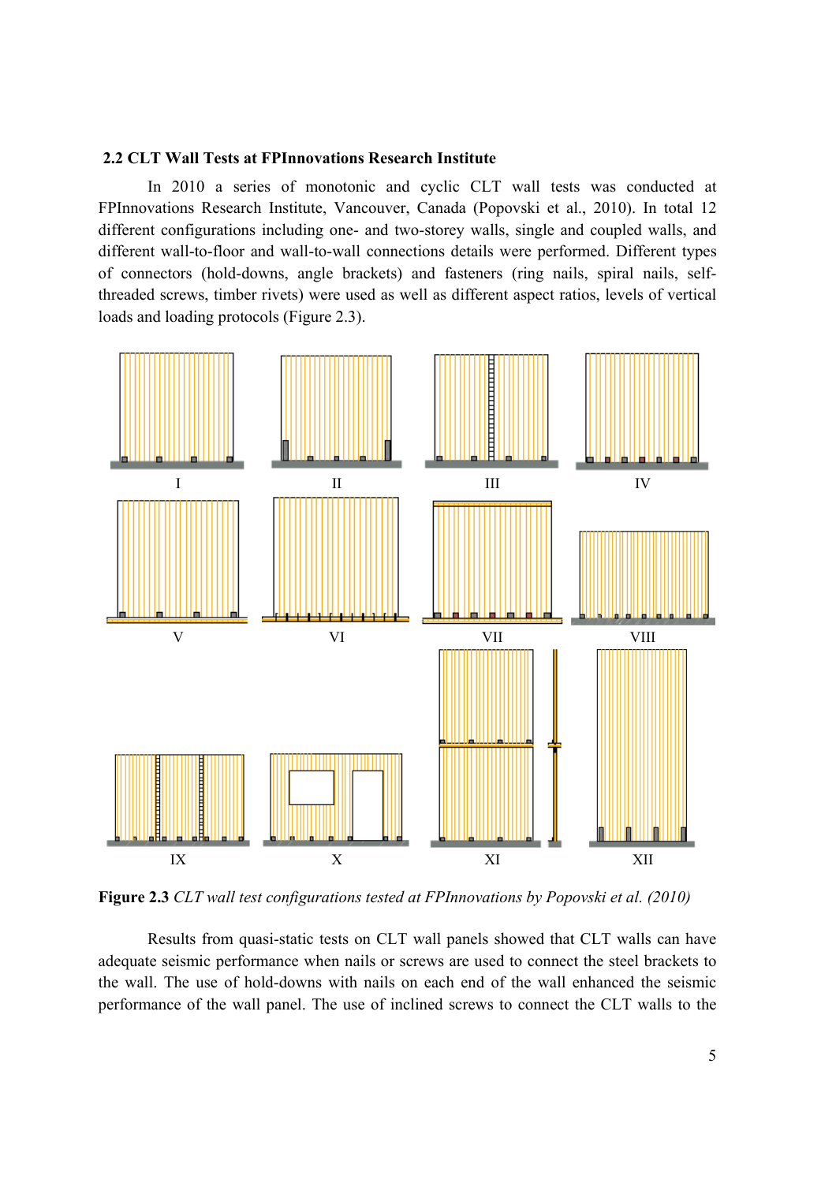## 2.2 CLT Wall Tests at FPInnovations Research Institute

In 2010 a series of monotonic and cyclic CLT wall tests was conducted at FPInnovations Research Institute, Vancouver, Canada (Popovski et al., 2010). In total 12 different configurations including one- and two-storey walls, single and coupled walls, and different wall-to-floor and wall-to-wall connections details were performed. Different types of connectors (hold-downs, angle brackets) and fasteners (ring nails, spiral nails, self-threaded screws, timber rivets) were used as well as different aspect ratios, levels of vertical loads and loading protocols (Figure 2.3).

**Figure 2.3** *CLT wall test configurations tested at FPInnovations by Popovski et al. (2010)*

Results from quasi-static tests on CLT wall panels showed that CLT walls can have adequate seismic performance when nails or screws are used to connect the steel brackets to the wall. The use of hold-downs with nails on each end of the wall enhanced the seismic performance of the wall panel. The use of inclined screws to connect the CLT walls to the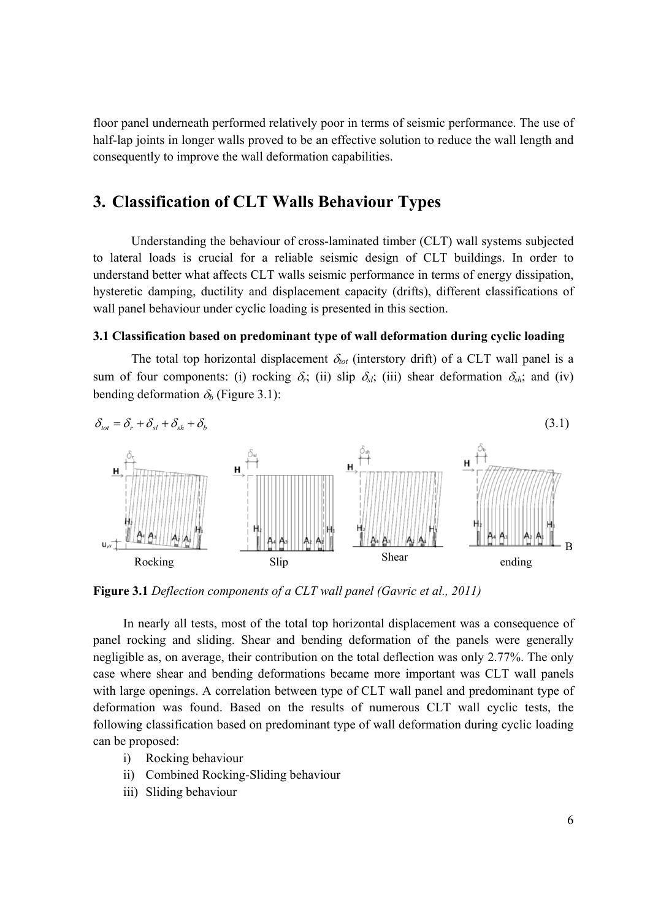floor panel underneath performed relatively poor in terms of seismic performance. The use of half-lap joints in longer walls proved to be an effective solution to reduce the wall length and consequently to improve the wall deformation capabilities.

# 3. Classification of CLT Walls Behaviour Types

Understanding the behaviour of cross-laminated timber (CLT) wall systems subjected to lateral loads is crucial for a reliable seismic design of CLT buildings. In order to understand better what affects CLT walls seismic performance in terms of energy dissipation, hysteretic damping, ductility and displacement capacity (drifts), different classifications of wall panel behaviour under cyclic loading is presented in this section.

### 3.1 Classification based on predominant type of wall deformation during cyclic loading

The total top horizontal displacement $\delta_{tot}$ (interstory drift) of a CLT wall panel is a sum of four components: (i) rocking $\delta_r$; (ii) slip $\delta_{sl}$; (iii) shear deformation $\delta_{sh}$; and (iv) bending deformation $\delta_b$ (Figure 3.1):

$$\delta_{tot} = \delta_r + \delta_{sl} + \delta_{sh} + \delta_b \tag{3.1}$$

Rocking Slip Shear Bending

**Figure 3.1** *Deflection components of a CLT wall panel (Gavric et al., 2011)*

In nearly all tests, most of the total top horizontal displacement was a consequence of panel rocking and sliding. Shear and bending deformation of the panels were generally negligible as, on average, their contribution on the total deflection was only 2.77%. The only case where shear and bending deformations became more important was CLT wall panels with large openings. A correlation between type of CLT wall panel and predominant type of deformation was found. Based on the results of numerous CLT wall cyclic tests, the following classification based on predominant type of wall deformation during cyclic loading can be proposed:

i) Rocking behaviour
ii) Combined Rocking-Sliding behaviour
iii) Sliding behaviour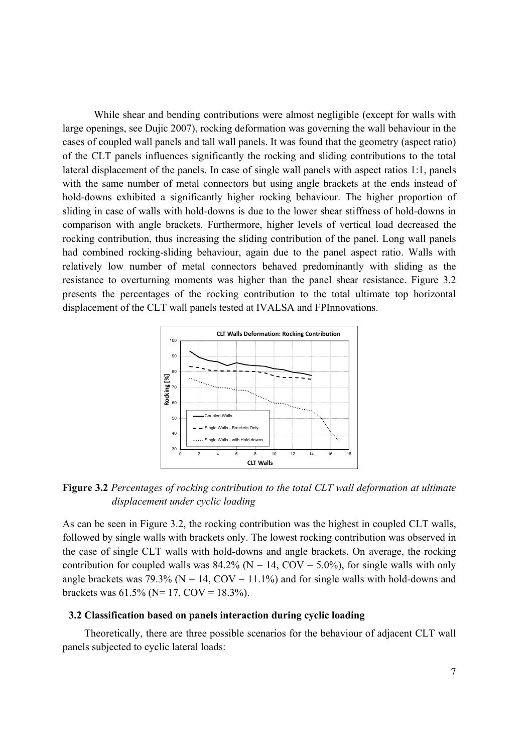While shear and bending contributions were almost negligible (except for walls with large openings, see Dujic 2007), rocking deformation was governing the wall behaviour in the cases of coupled wall panels and tall wall panels. It was found that the geometry (aspect ratio) of the CLT panels influences significantly the rocking and sliding contributions to the total lateral displacement of the panels. In case of single wall panels with aspect ratios 1:1, panels with the same number of metal connectors but using angle brackets at the ends instead of hold-downs exhibited a significantly higher rocking behaviour. The higher proportion of sliding in case of walls with hold-downs is due to the lower shear stiffness of hold-downs in comparison with angle brackets. Furthermore, higher levels of vertical load decreased the rocking contribution, thus increasing the sliding contribution of the panel. Long wall panels had combined rocking-sliding behaviour, again due to the panel aspect ratio. Walls with relatively low number of metal connectors behaved predominantly with sliding as the resistance to overturning moments was higher than the panel shear resistance. Figure 3.2 presents the percentages of the rocking contribution to the total ultimate top horizontal displacement of the CLT wall panels tested at IVALSA and FPInnovations.

**Figure 3.2** *Percentages of rocking contribution to the total CLT wall deformation at ultimate displacement under cyclic loading*

As can be seen in Figure 3.2, the rocking contribution was the highest in coupled CLT walls, followed by single walls with brackets only. The lowest rocking contribution was observed in the case of single CLT walls with hold-downs and angle brackets. On average, the rocking contribution for coupled walls was 84.2% (N = 14, COV = 5.0%), for single walls with only angle brackets was 79.3% (N = 14, COV = 11.1%) and for single walls with hold-downs and brackets was 61.5% (N= 17, COV = 18.3%).

### 3.2 Classification based on panels interaction during cyclic loading

Theoretically, there are three possible scenarios for the behaviour of adjacent CLT wall panels subjected to cyclic lateral loads: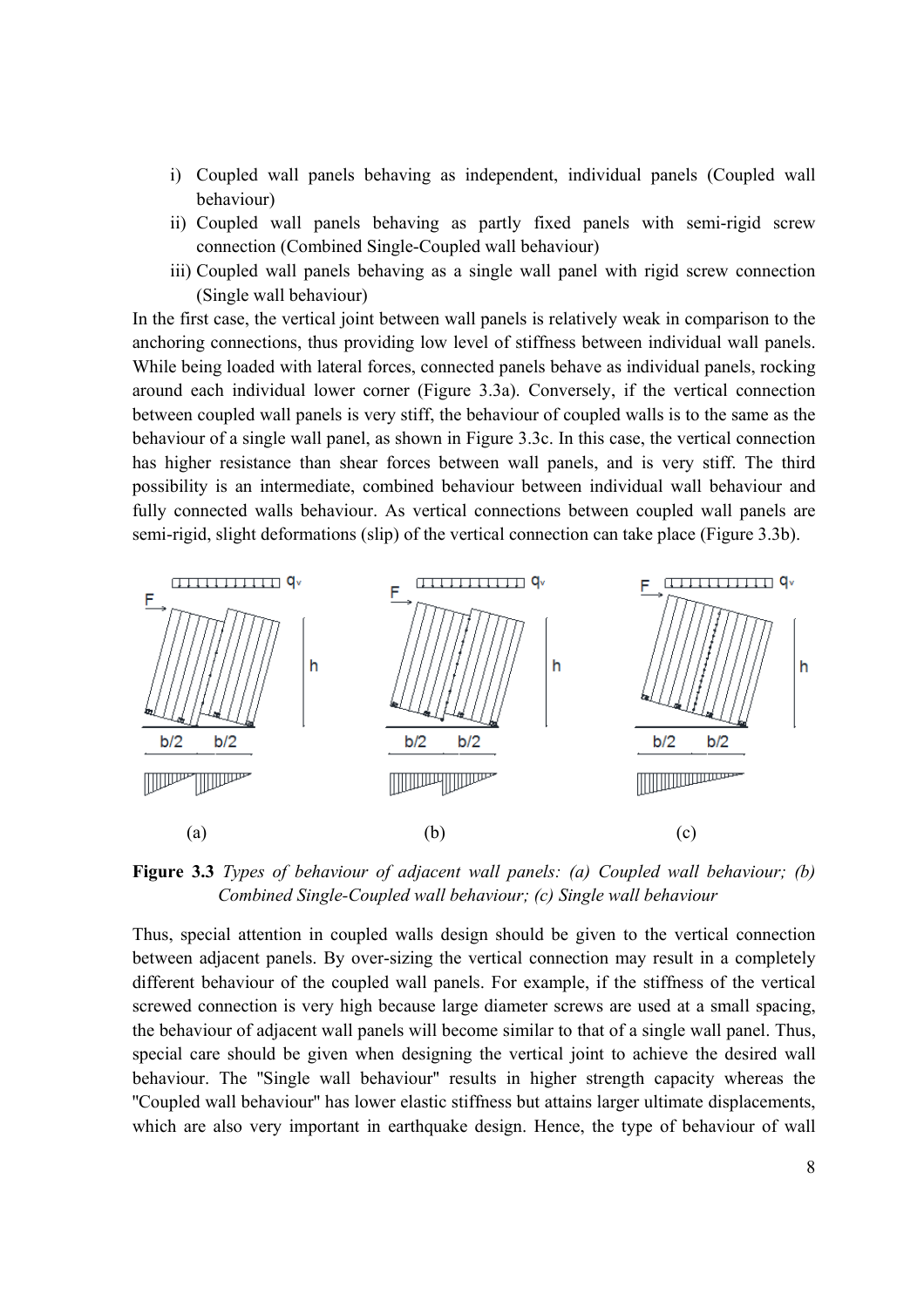i) Coupled wall panels behaving as independent, individual panels (Coupled wall behaviour)
ii) Coupled wall panels behaving as partly fixed panels with semi-rigid screw connection (Combined Single-Coupled wall behaviour)
iii) Coupled wall panels behaving as a single wall panel with rigid screw connection (Single wall behaviour)

In the first case, the vertical joint between wall panels is relatively weak in comparison to the anchoring connections, thus providing low level of stiffness between individual wall panels. While being loaded with lateral forces, connected panels behave as individual panels, rocking around each individual lower corner (Figure 3.3a). Conversely, if the vertical connection between coupled wall panels is very stiff, the behaviour of coupled walls is to the same as the behaviour of a single wall panel, as shown in Figure 3.3c. In this case, the vertical connection has higher resistance than shear forces between wall panels, and is very stiff. The third possibility is an intermediate, combined behaviour between individual wall behaviour and fully connected walls behaviour. As vertical connections between coupled wall panels are semi-rigid, slight deformations (slip) of the vertical connection can take place (Figure 3.3b).

**Figure 3.3** *Types of behaviour of adjacent wall panels: (a) Coupled wall behaviour; (b) Combined Single-Coupled wall behaviour; (c) Single wall behaviour*

Thus, special attention in coupled walls design should be given to the vertical connection between adjacent panels. By over-sizing the vertical connection may result in a completely different behaviour of the coupled wall panels. For example, if the stiffness of the vertical screwed connection is very high because large diameter screws are used at a small spacing, the behaviour of adjacent wall panels will become similar to that of a single wall panel. Thus, special care should be given when designing the vertical joint to achieve the desired wall behaviour. The "Single wall behaviour" results in higher strength capacity whereas the "Coupled wall behaviour" has lower elastic stiffness but attains larger ultimate displacements, which are also very important in earthquake design. Hence, the type of behaviour of wall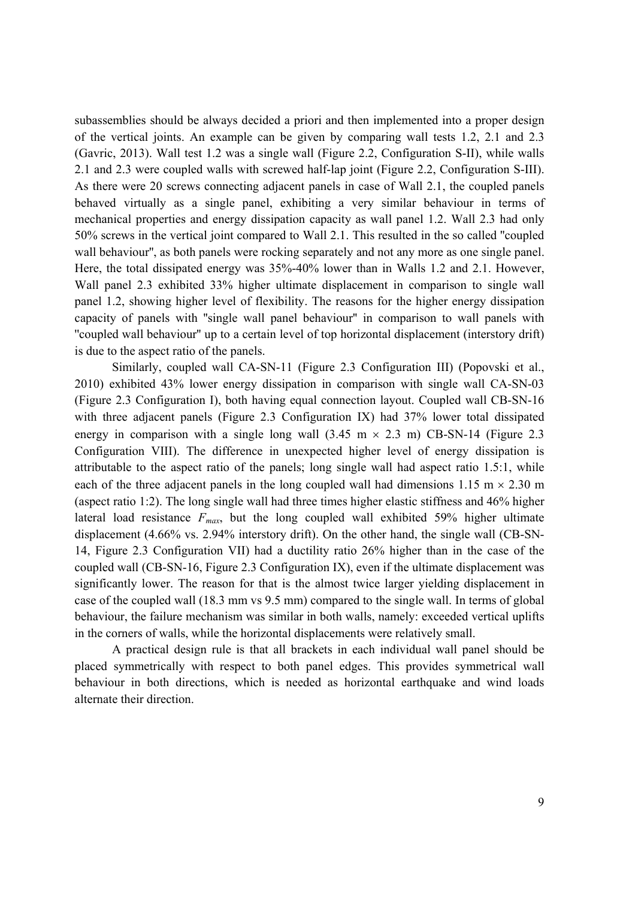subassemblies should be always decided a priori and then implemented into a proper design of the vertical joints. An example can be given by comparing wall tests 1.2, 2.1 and 2.3 (Gavric, 2013). Wall test 1.2 was a single wall (Figure 2.2, Configuration S-II), while walls 2.1 and 2.3 were coupled walls with screwed half-lap joint (Figure 2.2, Configuration S-III). As there were 20 screws connecting adjacent panels in case of Wall 2.1, the coupled panels behaved virtually as a single panel, exhibiting a very similar behaviour in terms of mechanical properties and energy dissipation capacity as wall panel 1.2. Wall 2.3 had only 50% screws in the vertical joint compared to Wall 2.1. This resulted in the so called "coupled wall behaviour", as both panels were rocking separately and not any more as one single panel. Here, the total dissipated energy was 35%-40% lower than in Walls 1.2 and 2.1. However, Wall panel 2.3 exhibited 33% higher ultimate displacement in comparison to single wall panel 1.2, showing higher level of flexibility. The reasons for the higher energy dissipation capacity of panels with "single wall panel behaviour" in comparison to wall panels with "coupled wall behaviour" up to a certain level of top horizontal displacement (interstory drift) is due to the aspect ratio of the panels.

Similarly, coupled wall CA-SN-11 (Figure 2.3 Configuration III) (Popovski et al., 2010) exhibited 43% lower energy dissipation in comparison with single wall CA-SN-03 (Figure 2.3 Configuration I), both having equal connection layout. Coupled wall CB-SN-16 with three adjacent panels (Figure 2.3 Configuration IX) had 37% lower total dissipated energy in comparison with a single long wall (3.45 m $\times$ 2.3 m) CB-SN-14 (Figure 2.3 Configuration VIII). The difference in unexpected higher level of energy dissipation is attributable to the aspect ratio of the panels; long single wall had aspect ratio 1.5:1, while each of the three adjacent panels in the long coupled wall had dimensions 1.15 m $\times$ 2.30 m (aspect ratio 1:2). The long single wall had three times higher elastic stiffness and 46% higher lateral load resistance $F_{max}$, but the long coupled wall exhibited 59% higher ultimate displacement (4.66% vs. 2.94% interstory drift). On the other hand, the single wall (CB-SN-14, Figure 2.3 Configuration VII) had a ductility ratio 26% higher than in the case of the coupled wall (CB-SN-16, Figure 2.3 Configuration IX), even if the ultimate displacement was significantly lower. The reason for that is the almost twice larger yielding displacement in case of the coupled wall (18.3 mm vs 9.5 mm) compared to the single wall. In terms of global behaviour, the failure mechanism was similar in both walls, namely: exceeded vertical uplifts in the corners of walls, while the horizontal displacements were relatively small.

A practical design rule is that all brackets in each individual wall panel should be placed symmetrically with respect to both panel edges. This provides symmetrical wall behaviour in both directions, which is needed as horizontal earthquake and wind loads alternate their direction.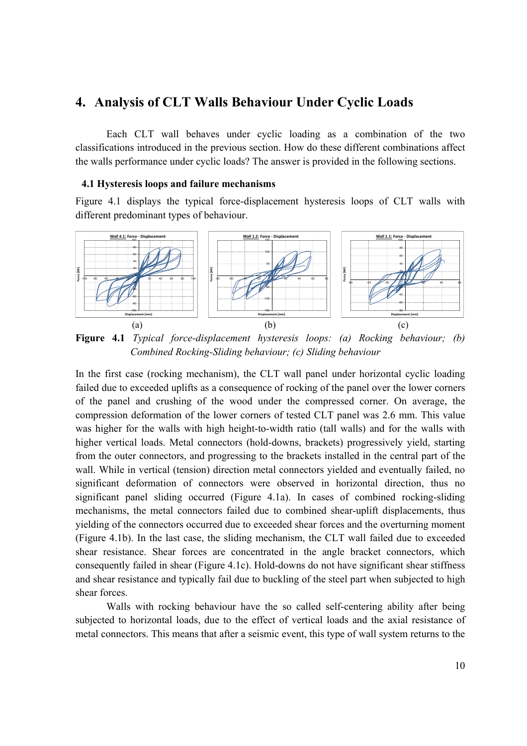# 4. Analysis of CLT Walls Behaviour Under Cyclic Loads

Each CLT wall behaves under cyclic loading as a combination of the two classifications introduced in the previous section. How do these different combinations affect the walls performance under cyclic loads? The answer is provided in the following sections.

## 4.1 Hysteresis loops and failure mechanisms

Figure 4.1 displays the typical force-displacement hysteresis loops of CLT walls with different predominant types of behaviour.

(a) (b) (c)

**Figure 4.1** *Typical force-displacement hysteresis loops: (a) Rocking behaviour; (b) Combined Rocking-Sliding behaviour; (c) Sliding behaviour*

In the first case (rocking mechanism), the CLT wall panel under horizontal cyclic loading failed due to exceeded uplifts as a consequence of rocking of the panel over the lower corners of the panel and crushing of the wood under the compressed corner. On average, the compression deformation of the lower corners of tested CLT panel was 2.6 mm. This value was higher for the walls with high height-to-width ratio (tall walls) and for the walls with higher vertical loads. Metal connectors (hold-downs, brackets) progressively yield, starting from the outer connectors, and progressing to the brackets installed in the central part of the wall. While in vertical (tension) direction metal connectors yielded and eventually failed, no significant deformation of connectors were observed in horizontal direction, thus no significant panel sliding occurred (Figure 4.1a). In cases of combined rocking-sliding mechanisms, the metal connectors failed due to combined shear-uplift displacements, thus yielding of the connectors occurred due to exceeded shear forces and the overturning moment (Figure 4.1b). In the last case, the sliding mechanism, the CLT wall failed due to exceeded shear resistance. Shear forces are concentrated in the angle bracket connectors, which consequently failed in shear (Figure 4.1c). Hold-downs do not have significant shear stiffness and shear resistance and typically fail due to buckling of the steel part when subjected to high shear forces.

Walls with rocking behaviour have the so called self-centering ability after being subjected to horizontal loads, due to the effect of vertical loads and the axial resistance of metal connectors. This means that after a seismic event, this type of wall system returns to the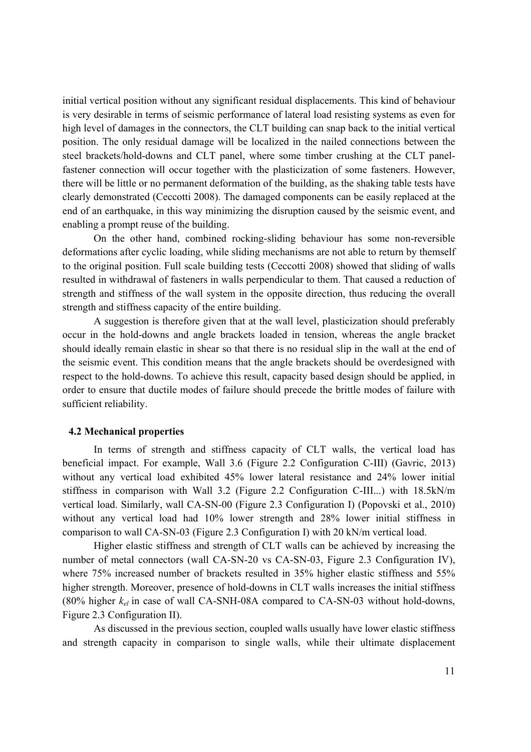initial vertical position without any significant residual displacements. This kind of behaviour is very desirable in terms of seismic performance of lateral load resisting systems as even for high level of damages in the connectors, the CLT building can snap back to the initial vertical position. The only residual damage will be localized in the nailed connections between the steel brackets/hold-downs and CLT panel, where some timber crushing at the CLT panel-fastener connection will occur together with the plasticization of some fasteners. However, there will be little or no permanent deformation of the building, as the shaking table tests have clearly demonstrated (Ceccotti 2008). The damaged components can be easily replaced at the end of an earthquake, in this way minimizing the disruption caused by the seismic event, and enabling a prompt reuse of the building.

On the other hand, combined rocking-sliding behaviour has some non-reversible deformations after cyclic loading, while sliding mechanisms are not able to return by themself to the original position. Full scale building tests (Ceccotti 2008) showed that sliding of walls resulted in withdrawal of fasteners in walls perpendicular to them. That caused a reduction of strength and stiffness of the wall system in the opposite direction, thus reducing the overall strength and stiffness capacity of the entire building.

A suggestion is therefore given that at the wall level, plasticization should preferably occur in the hold-downs and angle brackets loaded in tension, whereas the angle bracket should ideally remain elastic in shear so that there is no residual slip in the wall at the end of the seismic event. This condition means that the angle brackets should be overdesigned with respect to the hold-downs. To achieve this result, capacity based design should be applied, in order to ensure that ductile modes of failure should precede the brittle modes of failure with sufficient reliability.

### 4.2 Mechanical properties

In terms of strength and stiffness capacity of CLT walls, the vertical load has beneficial impact. For example, Wall 3.6 (Figure 2.2 Configuration C-III) (Gavric, 2013) without any vertical load exhibited 45% lower lateral resistance and 24% lower initial stiffness in comparison with Wall 3.2 (Figure 2.2 Configuration C-III...) with 18.5kN/m vertical load. Similarly, wall CA-SN-00 (Figure 2.3 Configuration I) (Popovski et al., 2010) without any vertical load had 10% lower strength and 28% lower initial stiffness in comparison to wall CA-SN-03 (Figure 2.3 Configuration I) with 20 kN/m vertical load.

Higher elastic stiffness and strength of CLT walls can be achieved by increasing the number of metal connectors (wall CA-SN-20 vs CA-SN-03, Figure 2.3 Configuration IV), where 75% increased number of brackets resulted in 35% higher elastic stiffness and 55% higher strength. Moreover, presence of hold-downs in CLT walls increases the initial stiffness (80% higher $k_{el}$ in case of wall CA-SNH-08A compared to CA-SN-03 without hold-downs, Figure 2.3 Configuration II).

As discussed in the previous section, coupled walls usually have lower elastic stiffness and strength capacity in comparison to single walls, while their ultimate displacement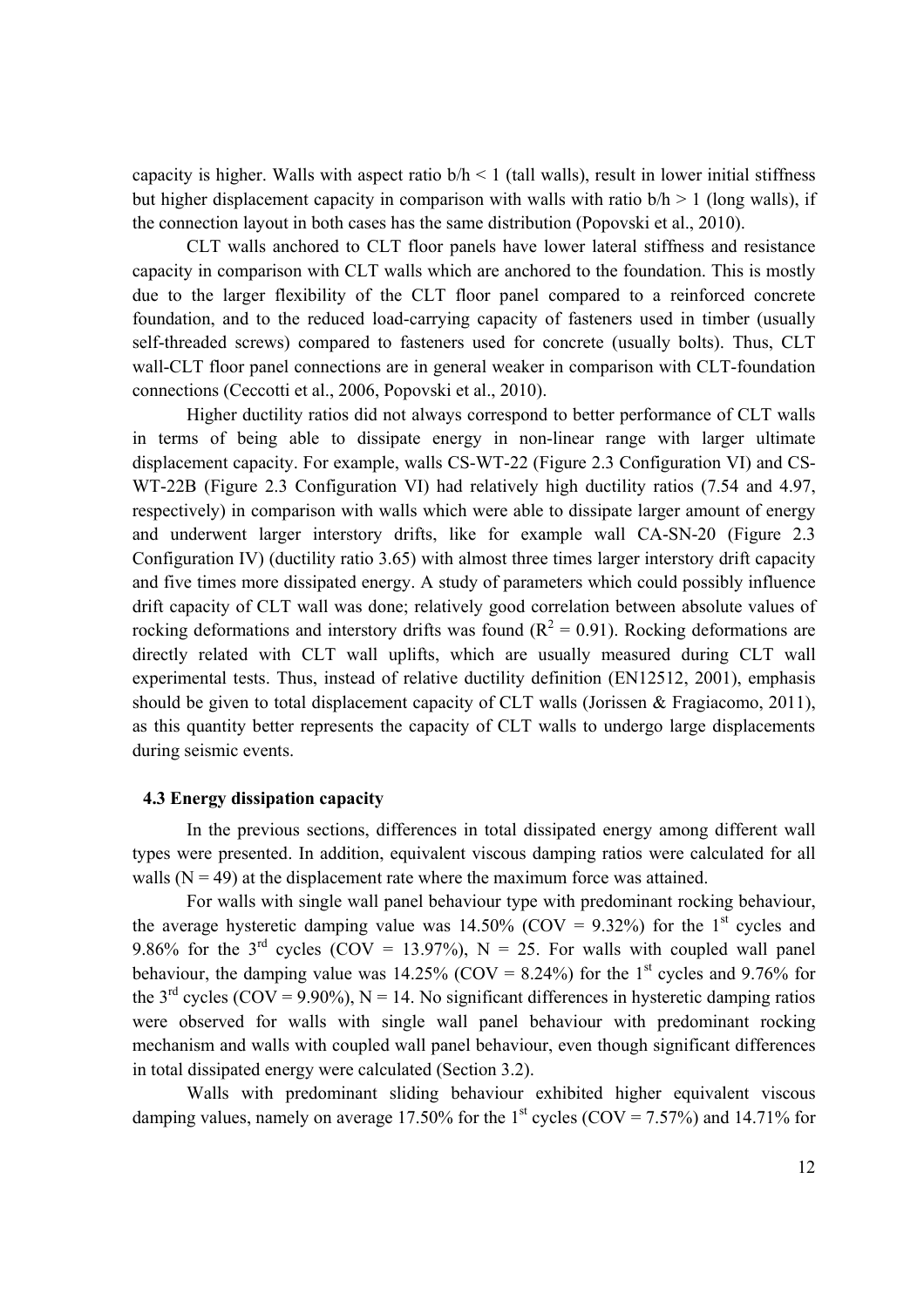capacity is higher. Walls with aspect ratio $b/h < 1$ (tall walls), result in lower initial stiffness but higher displacement capacity in comparison with walls with ratio $b/h > 1$ (long walls), if the connection layout in both cases has the same distribution (Popovski et al., 2010).

CLT walls anchored to CLT floor panels have lower lateral stiffness and resistance capacity in comparison with CLT walls which are anchored to the foundation. This is mostly due to the larger flexibility of the CLT floor panel compared to a reinforced concrete foundation, and to the reduced load-carrying capacity of fasteners used in timber (usually self-threaded screws) compared to fasteners used for concrete (usually bolts). Thus, CLT wall-CLT floor panel connections are in general weaker in comparison with CLT-foundation connections (Ceccotti et al., 2006, Popovski et al., 2010).

Higher ductility ratios did not always correspond to better performance of CLT walls in terms of being able to dissipate energy in non-linear range with larger ultimate displacement capacity. For example, walls CS-WT-22 (Figure 2.3 Configuration VI) and CS-WT-22B (Figure 2.3 Configuration VI) had relatively high ductility ratios (7.54 and 4.97, respectively) in comparison with walls which were able to dissipate larger amount of energy and underwent larger interstory drifts, like for example wall CA-SN-20 (Figure 2.3 Configuration IV) (ductility ratio 3.65) with almost three times larger interstory drift capacity and five times more dissipated energy. A study of parameters which could possibly influence drift capacity of CLT wall was done; relatively good correlation between absolute values of rocking deformations and interstory drifts was found ($R^2 = 0.91$). Rocking deformations are directly related with CLT wall uplifts, which are usually measured during CLT wall experimental tests. Thus, instead of relative ductility definition (EN12512, 2001), emphasis should be given to total displacement capacity of CLT walls (Jorissen & Fragiacomo, 2011), as this quantity better represents the capacity of CLT walls to undergo large displacements during seismic events.

## 4.3 Energy dissipation capacity

In the previous sections, differences in total dissipated energy among different wall types were presented. In addition, equivalent viscous damping ratios were calculated for all walls ($N = 49$) at the displacement rate where the maximum force was attained.

For walls with single wall panel behaviour type with predominant rocking behaviour, the average hysteretic damping value was 14.50% (COV = 9.32%) for the 1st cycles and 9.86% for the 3rd cycles (COV = 13.97%), $N = 25$. For walls with coupled wall panel behaviour, the damping value was 14.25% (COV = 8.24%) for the 1st cycles and 9.76% for the 3rd cycles (COV = 9.90%), $N = 14$. No significant differences in hysteretic damping ratios were observed for walls with single wall panel behaviour with predominant rocking mechanism and walls with coupled wall panel behaviour, even though significant differences in total dissipated energy were calculated (Section 3.2).

Walls with predominant sliding behaviour exhibited higher equivalent viscous damping values, namely on average 17.50% for the 1st cycles (COV = 7.57%) and 14.71% for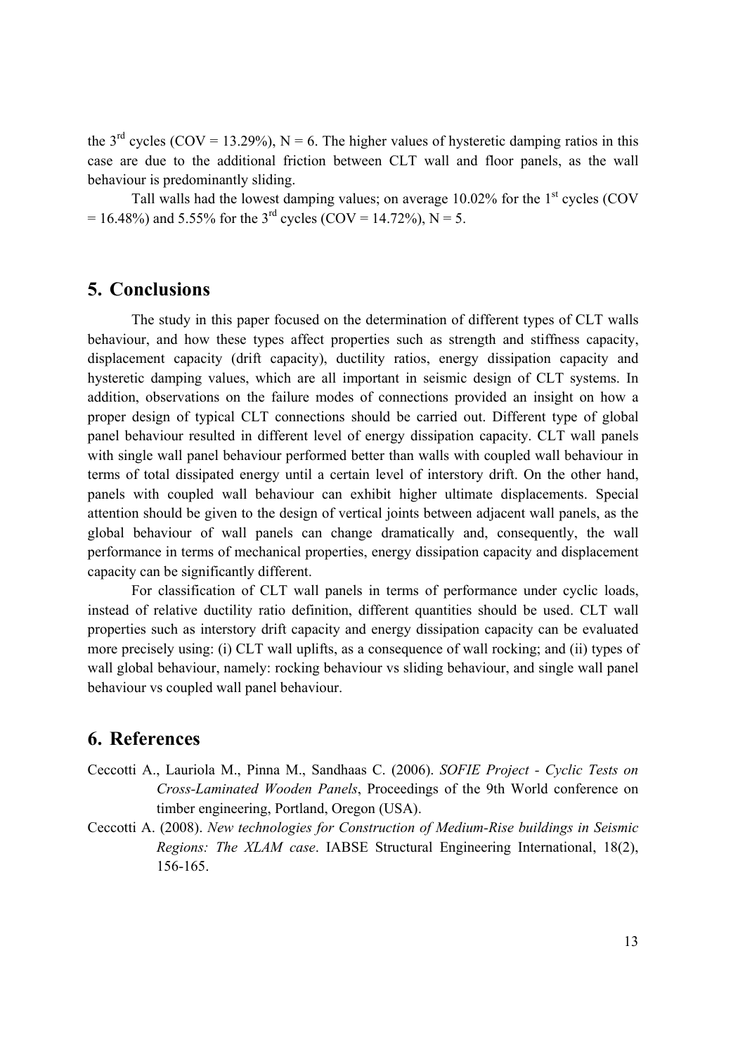the 3rd cycles (COV = 13.29%), N = 6. The higher values of hysteretic damping ratios in this case are due to the additional friction between CLT wall and floor panels, as the wall behaviour is predominantly sliding.

Tall walls had the lowest damping values; on average 10.02% for the 1st cycles (COV = 16.48%) and 5.55% for the 3rd cycles (COV = 14.72%), N = 5.

## 5. Conclusions

The study in this paper focused on the determination of different types of CLT walls behaviour, and how these types affect properties such as strength and stiffness capacity, displacement capacity (drift capacity), ductility ratios, energy dissipation capacity and hysteretic damping values, which are all important in seismic design of CLT systems. In addition, observations on the failure modes of connections provided an insight on how a proper design of typical CLT connections should be carried out. Different type of global panel behaviour resulted in different level of energy dissipation capacity. CLT wall panels with single wall panel behaviour performed better than walls with coupled wall behaviour in terms of total dissipated energy until a certain level of interstory drift. On the other hand, panels with coupled wall behaviour can exhibit higher ultimate displacements. Special attention should be given to the design of vertical joints between adjacent wall panels, as the global behaviour of wall panels can change dramatically and, consequently, the wall performance in terms of mechanical properties, energy dissipation capacity and displacement capacity can be significantly different.

For classification of CLT wall panels in terms of performance under cyclic loads, instead of relative ductility ratio definition, different quantities should be used. CLT wall properties such as interstory drift capacity and energy dissipation capacity can be evaluated more precisely using: (i) CLT wall uplifts, as a consequence of wall rocking; and (ii) types of wall global behaviour, namely: rocking behaviour vs sliding behaviour, and single wall panel behaviour vs coupled wall panel behaviour.

## 6. References

Ceccotti A., Lauriola M., Pinna M., Sandhaas C. (2006). *SOFIE Project - Cyclic Tests on Cross-Laminated Wooden Panels*, Proceedings of the 9th World conference on timber engineering, Portland, Oregon (USA).

Ceccotti A. (2008). *New technologies for Construction of Medium-Rise buildings in Seismic Regions: The XLAM case*. IABSE Structural Engineering International, 18(2), 156-165.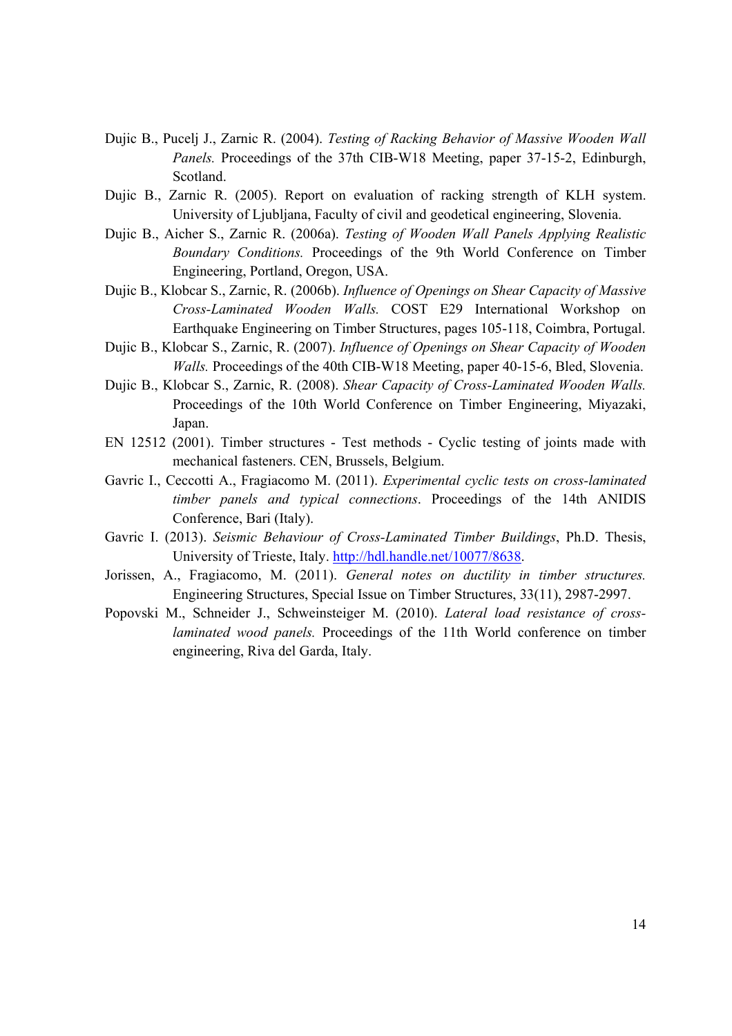Dujic B., Pucelj J., Zarnic R. (2004). *Testing of Racking Behavior of Massive Wooden Wall Panels.* Proceedings of the 37th CIB-W18 Meeting, paper 37-15-2, Edinburgh, Scotland.

Dujic B., Zarnic R. (2005). Report on evaluation of racking strength of KLH system. University of Ljubljana, Faculty of civil and geodetical engineering, Slovenia.

Dujic B., Aicher S., Zarnic R. (2006a). *Testing of Wooden Wall Panels Applying Realistic Boundary Conditions.* Proceedings of the 9th World Conference on Timber Engineering, Portland, Oregon, USA.

Dujic B., Klobcar S., Zarnic, R. (2006b). *Influence of Openings on Shear Capacity of Massive Cross-Laminated Wooden Walls.* COST E29 International Workshop on Earthquake Engineering on Timber Structures, pages 105-118, Coimbra, Portugal.

Dujic B., Klobcar S., Zarnic, R. (2007). *Influence of Openings on Shear Capacity of Wooden Walls.* Proceedings of the 40th CIB-W18 Meeting, paper 40-15-6, Bled, Slovenia.

Dujic B., Klobcar S., Zarnic, R. (2008). *Shear Capacity of Cross-Laminated Wooden Walls.* Proceedings of the 10th World Conference on Timber Engineering, Miyazaki, Japan.

EN 12512 (2001). Timber structures - Test methods - Cyclic testing of joints made with mechanical fasteners. CEN, Brussels, Belgium.

Gavric I., Ceccotti A., Fragiacomo M. (2011). *Experimental cyclic tests on cross-laminated timber panels and typical connections*. Proceedings of the 14th ANIDIS Conference, Bari (Italy).

Gavric I. (2013). *Seismic Behaviour of Cross-Laminated Timber Buildings*, Ph.D. Thesis, University of Trieste, Italy. http://hdl.handle.net/10077/8638.

Jorissen, A., Fragiacomo, M. (2011). *General notes on ductility in timber structures.* Engineering Structures, Special Issue on Timber Structures, 33(11), 2987-2997.

Popovski M., Schneider J., Schweinsteiger M. (2010). *Lateral load resistance of cross-laminated wood panels.* Proceedings of the 11th World conference on timber engineering, Riva del Garda, Italy.